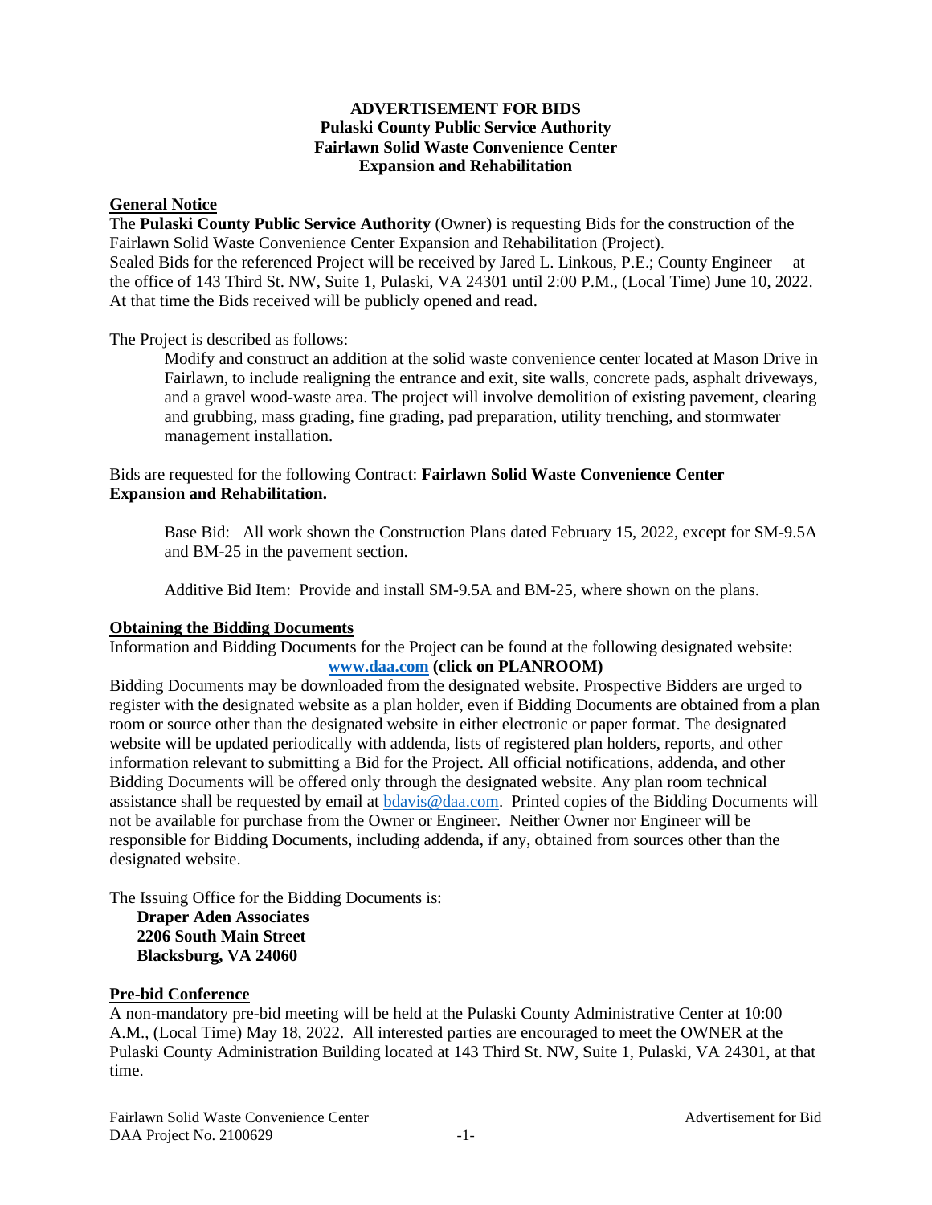# ADVERTISEMENT FOR BIDS
## Pulaski County Public Service Authority
## Fairlawn Solid Waste Convenience Center
## Expansion and Rehabilitation

### General Notice

The **Pulaski County Public Service Authority** (Owner) is requesting Bids for the construction of the Fairlawn Solid Waste Convenience Center Expansion and Rehabilitation (Project).
Sealed Bids for the referenced Project will be received by Jared L. Linkous, P.E.; County Engineer at the office of 143 Third St. NW, Suite 1, Pulaski, VA 24301 until 2:00 P.M., (Local Time) June 10, 2022. At that time the Bids received will be publicly opened and read.

The Project is described as follows:

> Modify and construct an addition at the solid waste convenience center located at Mason Drive in Fairlawn, to include realigning the entrance and exit, site walls, concrete pads, asphalt driveways, and a gravel wood-waste area. The project will involve demolition of existing pavement, clearing and grubbing, mass grading, fine grading, pad preparation, utility trenching, and stormwater management installation.

Bids are requested for the following Contract: **Fairlawn Solid Waste Convenience Center Expansion and Rehabilitation.**

> Base Bid: All work shown the Construction Plans dated February 15, 2022, except for SM-9.5A and BM-25 in the pavement section.
>
> Additive Bid Item: Provide and install SM-9.5A and BM-25, where shown on the plans.

### Obtaining the Bidding Documents

Information and Bidding Documents for the Project can be found at the following designated website:
**www.daa.com (click on PLANROOM)**

Bidding Documents may be downloaded from the designated website. Prospective Bidders are urged to register with the designated website as a plan holder, even if Bidding Documents are obtained from a plan room or source other than the designated website in either electronic or paper format. The designated website will be updated periodically with addenda, lists of registered plan holders, reports, and other information relevant to submitting a Bid for the Project. All official notifications, addenda, and other Bidding Documents will be offered only through the designated website. Any plan room technical assistance shall be requested by email at bdavis@daa.com. Printed copies of the Bidding Documents will not be available for purchase from the Owner or Engineer. Neither Owner nor Engineer will be responsible for Bidding Documents, including addenda, if any, obtained from sources other than the designated website.

The Issuing Office for the Bidding Documents is:

**Draper Aden Associates**
**2206 South Main Street**
**Blacksburg, VA 24060**

### Pre-bid Conference

A non-mandatory pre-bid meeting will be held at the Pulaski County Administrative Center at 10:00 A.M., (Local Time) May 18, 2022. All interested parties are encouraged to meet the OWNER at the Pulaski County Administration Building located at 143 Third St. NW, Suite 1, Pulaski, VA 24301, at that time.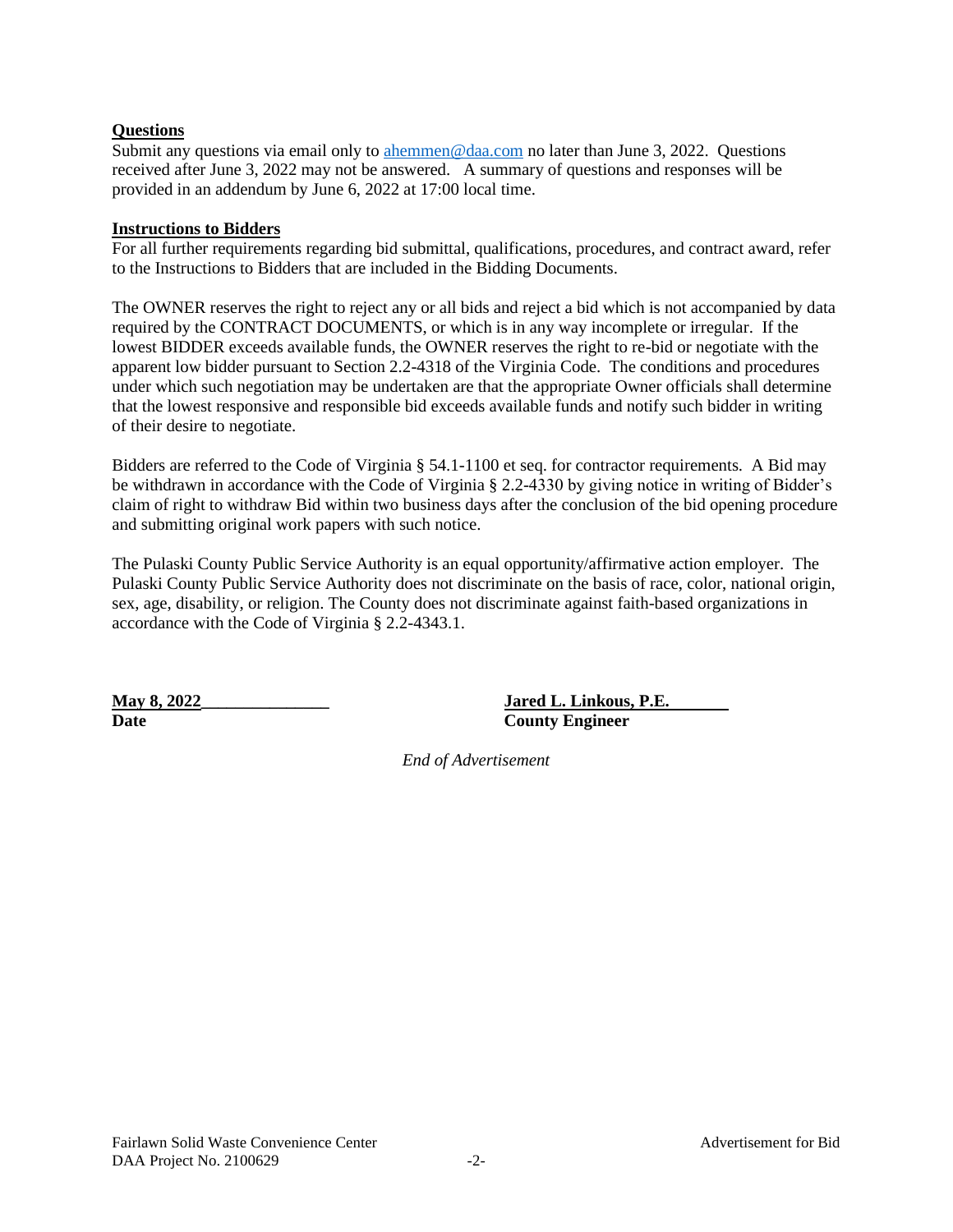**Questions**

Submit any questions via email only to ahemmen@daa.com no later than June 3, 2022. Questions received after June 3, 2022 may not be answered. A summary of questions and responses will be provided in an addendum by June 6, 2022 at 17:00 local time.

**Instructions to Bidders**

For all further requirements regarding bid submittal, qualifications, procedures, and contract award, refer to the Instructions to Bidders that are included in the Bidding Documents.

The OWNER reserves the right to reject any or all bids and reject a bid which is not accompanied by data required by the CONTRACT DOCUMENTS, or which is in any way incomplete or irregular. If the lowest BIDDER exceeds available funds, the OWNER reserves the right to re-bid or negotiate with the apparent low bidder pursuant to Section 2.2-4318 of the Virginia Code. The conditions and procedures under which such negotiation may be undertaken are that the appropriate Owner officials shall determine that the lowest responsive and responsible bid exceeds available funds and notify such bidder in writing of their desire to negotiate.

Bidders are referred to the Code of Virginia § 54.1-1100 et seq. for contractor requirements. A Bid may be withdrawn in accordance with the Code of Virginia § 2.2-4330 by giving notice in writing of Bidder's claim of right to withdraw Bid within two business days after the conclusion of the bid opening procedure and submitting original work papers with such notice.

The Pulaski County Public Service Authority is an equal opportunity/affirmative action employer. The Pulaski County Public Service Authority does not discriminate on the basis of race, color, national origin, sex, age, disability, or religion. The County does not discriminate against faith-based organizations in accordance with the Code of Virginia § 2.2-4343.1.

**May 8, 2022**
**Date**

**Jared L. Linkous, P.E.**
**County Engineer**

*End of Advertisement*